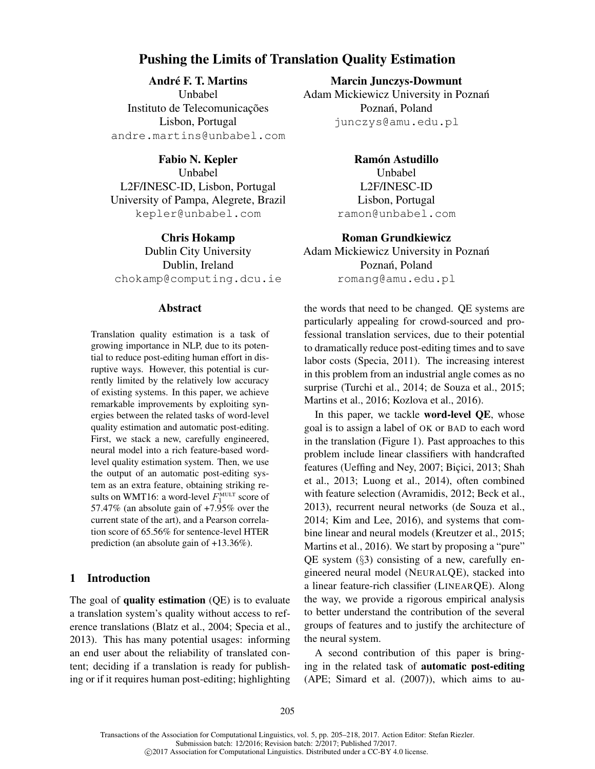# Pushing the Limits of Translation Quality Estimation

**André F. T. Martins**
Unbabel
Instituto de Telecomunicações
Lisbon, Portugal
andre.martins@unbabel.com

**Marcin Junczys-Dowmunt**
Adam Mickiewicz University in Poznań
Poznań, Poland
junczys@amu.edu.pl

**Fabio N. Kepler**
Unbabel
L2F/INESC-ID, Lisbon, Portugal
University of Pampa, Alegrete, Brazil
kepler@unbabel.com

**Ramón Astudillo**
Unbabel
L2F/INESC-ID
Lisbon, Portugal
ramon@unbabel.com

**Chris Hokamp**
Dublin City University
Dublin, Ireland
chokamp@computing.dcu.ie

**Roman Grundkiewicz**
Adam Mickiewicz University in Poznań
Poznań, Poland
romang@amu.edu.pl

## Abstract

Translation quality estimation is a task of growing importance in NLP, due to its potential to reduce post-editing human effort in disruptive ways. However, this potential is currently limited by the relatively low accuracy of existing systems. In this paper, we achieve remarkable improvements by exploiting synergies between the related tasks of word-level quality estimation and automatic post-editing. First, we stack a new, carefully engineered, neural model into a rich feature-based word-level quality estimation system. Then, we use the output of an automatic post-editing system as an extra feature, obtaining striking results on WMT16: a word-level $F_1^{\text{MULT}}$ score of 57.47% (an absolute gain of +7.95% over the current state of the art), and a Pearson correlation score of 65.56% for sentence-level HTER prediction (an absolute gain of +13.36%).

## 1 Introduction

The goal of **quality estimation** (QE) is to evaluate a translation system's quality without access to reference translations (Blatz et al., 2004; Specia et al., 2013). This has many potential usages: informing an end user about the reliability of translated content; deciding if a translation is ready for publishing or if it requires human post-editing; highlighting the words that need to be changed. QE systems are particularly appealing for crowd-sourced and professional translation services, due to their potential to dramatically reduce post-editing times and to save labor costs (Specia, 2011). The increasing interest in this problem from an industrial angle comes as no surprise (Turchi et al., 2014; de Souza et al., 2015; Martins et al., 2016; Kozlova et al., 2016).

In this paper, we tackle **word-level QE**, whose goal is to assign a label of OK or BAD to each word in the translation (Figure 1). Past approaches to this problem include linear classifiers with handcrafted features (Ueffing and Ney, 2007; Biçici, 2013; Shah et al., 2013; Luong et al., 2014), often combined with feature selection (Avramidis, 2012; Beck et al., 2013), recurrent neural networks (de Souza et al., 2014; Kim and Lee, 2016), and systems that combine linear and neural models (Kreutzer et al., 2015; Martins et al., 2016). We start by proposing a "pure" QE system (§3) consisting of a new, carefully engineered neural model (NEURALQE), stacked into a linear feature-rich classifier (LINEARQE). Along the way, we provide a rigorous empirical analysis to better understand the contribution of the several groups of features and to justify the architecture of the neural system.

A second contribution of this paper is bringing in the related task of **automatic post-editing** (APE; Simard et al. (2007)), which aims to au-

Transactions of the Association for Computational Linguistics, vol. 5, pp. 205–218, 2017. Action Editor: Stefan Riezler.
Submission batch: 12/2016; Revision batch: 2/2017; Published 7/2017.
©2017 Association for Computational Linguistics. Distributed under a CC-BY 4.0 license.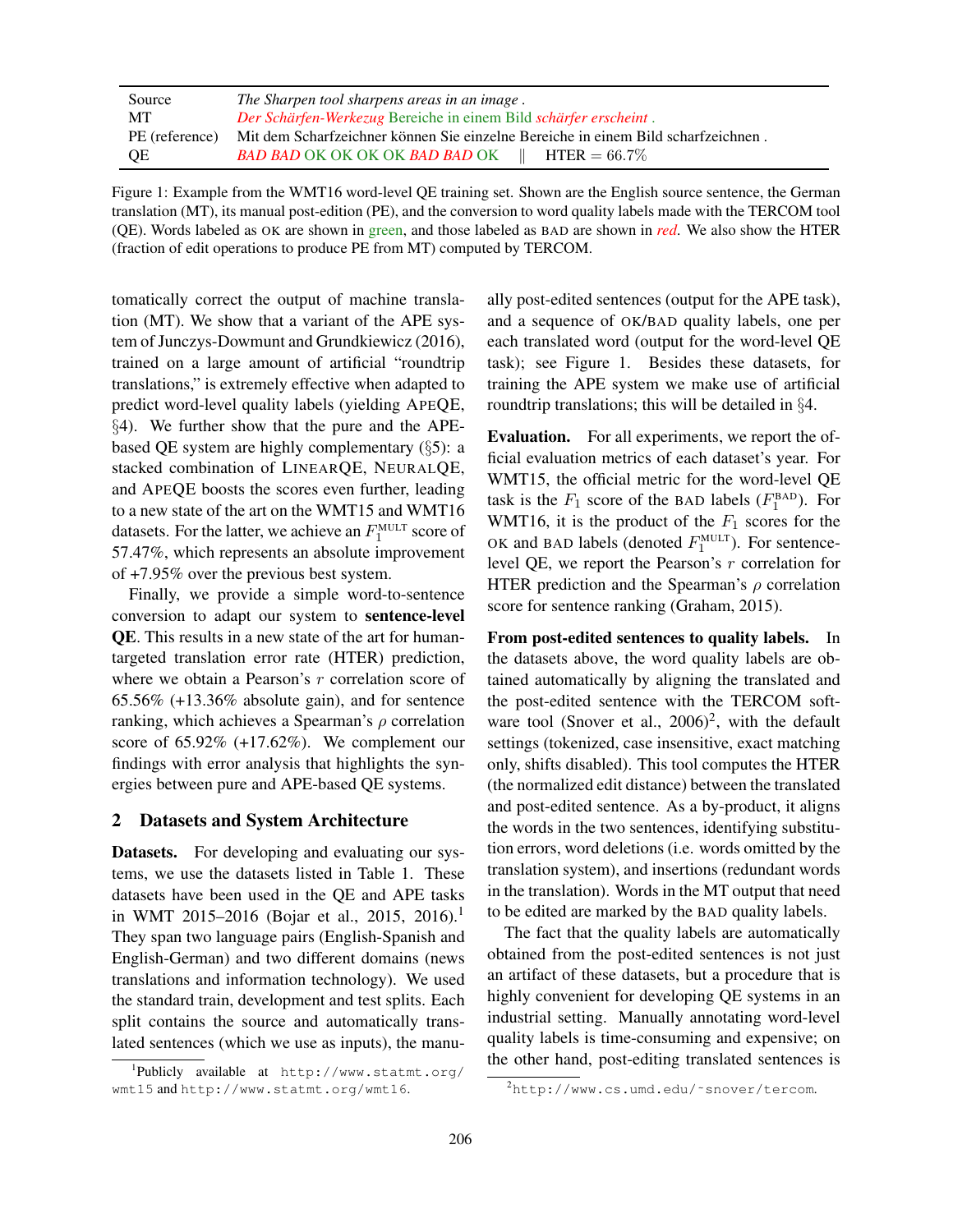| | |
|---|---|
| Source | *The Sharpen tool sharpens areas in an image .* |
| MT | *Der Schärfen-Werkezug* Bereiche in einem Bild *schärfer erscheint .* |
| PE (reference) | Mit dem Scharfzeichner können Sie einzelne Bereiche in einem Bild scharfzeichnen . |
| QE | *BAD BAD* OK OK OK OK *BAD BAD* OK ‖ HTER = 66.7% |

Figure 1: Example from the WMT16 word-level QE training set. Shown are the English source sentence, the German translation (MT), its manual post-edition (PE), and the conversion to word quality labels made with the TERCOM tool (QE). Words labeled as OK are shown in green, and those labeled as BAD are shown in *red*. We also show the HTER (fraction of edit operations to produce PE from MT) computed by TERCOM.

tomatically correct the output of machine translation (MT). We show that a variant of the APE system of Junczys-Dowmunt and Grundkiewicz (2016), trained on a large amount of artificial "roundtrip translations," is extremely effective when adapted to predict word-level quality labels (yielding APEQE, §4). We further show that the pure and the APE-based QE system are highly complementary (§5): a stacked combination of LINEARQE, NEURALQE, and APEQE boosts the scores even further, leading to a new state of the art on the WMT15 and WMT16 datasets. For the latter, we achieve an $F_1^{\text{MULT}}$ score of 57.47%, which represents an absolute improvement of +7.95% over the previous best system.

Finally, we provide a simple word-to-sentence conversion to adapt our system to **sentence-level QE**. This results in a new state of the art for human-targeted translation error rate (HTER) prediction, where we obtain a Pearson's $r$ correlation score of 65.56% (+13.36% absolute gain), and for sentence ranking, which achieves a Spearman's $\rho$ correlation score of 65.92% (+17.62%). We complement our findings with error analysis that highlights the synergies between pure and APE-based QE systems.

## 2 Datasets and System Architecture

**Datasets.** For developing and evaluating our systems, we use the datasets listed in Table 1. These datasets have been used in the QE and APE tasks in WMT 2015–2016 (Bojar et al., 2015, 2016).[1] They span two language pairs (English-Spanish and English-German) and two different domains (news translations and information technology). We used the standard train, development and test splits. Each split contains the source and automatically translated sentences (which we use as inputs), the manually post-edited sentences (output for the APE task), and a sequence of OK/BAD quality labels, one per each translated word (output for the word-level QE task); see Figure 1. Besides these datasets, for training the APE system we make use of artificial roundtrip translations; this will be detailed in §4.

**Evaluation.** For all experiments, we report the official evaluation metrics of each dataset's year. For WMT15, the official metric for the word-level QE task is the $F_1$ score of the BAD labels ($F_1^{\text{BAD}}$). For WMT16, it is the product of the $F_1$ scores for the OK and BAD labels (denoted $F_1^{\text{MULT}}$). For sentence-level QE, we report the Pearson's $r$ correlation for HTER prediction and the Spearman's $\rho$ correlation score for sentence ranking (Graham, 2015).

**From post-edited sentences to quality labels.** In the datasets above, the word quality labels are obtained automatically by aligning the translated and the post-edited sentence with the TERCOM software tool (Snover et al., 2006)[2], with the default settings (tokenized, case insensitive, exact matching only, shifts disabled). This tool computes the HTER (the normalized edit distance) between the translated and post-edited sentence. As a by-product, it aligns the words in the two sentences, identifying substitution errors, word deletions (i.e. words omitted by the translation system), and insertions (redundant words in the translation). Words in the MT output that need to be edited are marked by the BAD quality labels.

The fact that the quality labels are automatically obtained from the post-edited sentences is not just an artifact of these datasets, but a procedure that is highly convenient for developing QE systems in an industrial setting. Manually annotating word-level quality labels is time-consuming and expensive; on the other hand, post-editing translated sentences is

[1]Publicly available at http://www.statmt.org/wmt15 and http://www.statmt.org/wmt16.

[2]http://www.cs.umd.edu/~snover/tercom.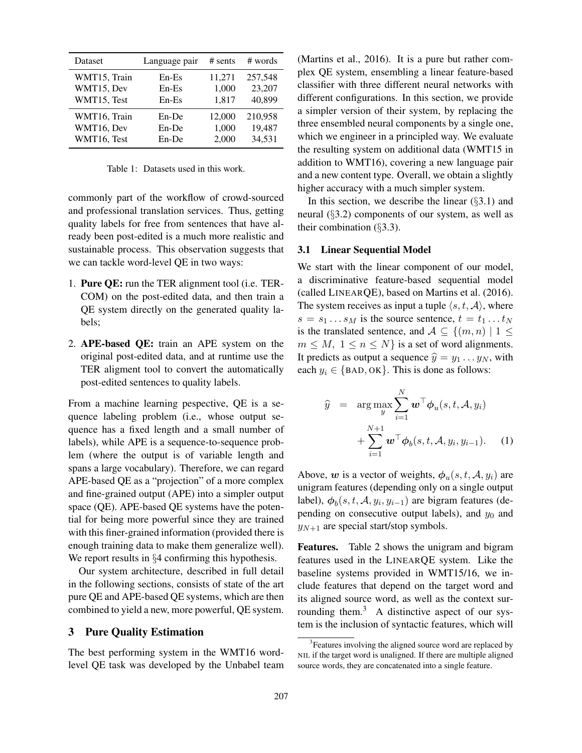| Dataset | Language pair | # sents | # words |
|---|---|---|---|
| WMT15, Train | En-Es | 11,271 | 257,548 |
| WMT15, Dev | En-Es | 1,000 | 23,207 |
| WMT15, Test | En-Es | 1,817 | 40,899 |
| WMT16, Train | En-De | 12,000 | 210,958 |
| WMT16, Dev | En-De | 1,000 | 19,487 |
| WMT16, Test | En-De | 2,000 | 34,531 |

Table 1: Datasets used in this work.

commonly part of the workflow of crowd-sourced and professional translation services. Thus, getting quality labels for free from sentences that have already been post-edited is a much more realistic and sustainable process. This observation suggests that we can tackle word-level QE in two ways:

1. **Pure QE:** run the TER alignment tool (i.e. TERCOM) on the post-edited data, and then train a QE system directly on the generated quality labels;
2. **APE-based QE:** train an APE system on the original post-edited data, and at runtime use the TER aligment tool to convert the automatically post-edited sentences to quality labels.

From a machine learning pespective, QE is a sequence labeling problem (i.e., whose output sequence has a fixed length and a small number of labels), while APE is a sequence-to-sequence problem (where the output is of variable length and spans a large vocabulary). Therefore, we can regard APE-based QE as a "projection" of a more complex and fine-grained output (APE) into a simpler output space (QE). APE-based QE systems have the potential for being more powerful since they are trained with this finer-grained information (provided there is enough training data to make them generalize well). We report results in §4 confirming this hypothesis.

Our system architecture, described in full detail in the following sections, consists of state of the art pure QE and APE-based QE systems, which are then combined to yield a new, more powerful, QE system.

## 3 Pure Quality Estimation

The best performing system in the WMT16 word-level QE task was developed by the Unbabel team (Martins et al., 2016). It is a pure but rather complex QE system, ensembling a linear feature-based classifier with three different neural networks with different configurations. In this section, we provide a simpler version of their system, by replacing the three ensembled neural components by a single one, which we engineer in a principled way. We evaluate the resulting system on additional data (WMT15 in addition to WMT16), covering a new language pair and a new content type. Overall, we obtain a slightly higher accuracy with a much simpler system.

In this section, we describe the linear (§3.1) and neural (§3.2) components of our system, as well as their combination (§3.3).

### 3.1 Linear Sequential Model

We start with the linear component of our model, a discriminative feature-based sequential model (called LINEARQE), based on Martins et al. (2016). The system receives as input a tuple $\langle s, t, \mathcal{A} \rangle$, where $s = s_1 \dots s_M$ is the source sentence, $t = t_1 \dots t_N$ is the translated sentence, and $\mathcal{A} \subseteq \{(m, n) \mid 1 \leq m \leq M,\ 1 \leq n \leq N\}$ is a set of word alignments. It predicts as output a sequence $\widehat{y} = y_1 \dots y_N$, with each $y_i \in \{\text{BAD}, \text{OK}\}$. This is done as follows:

$$\widehat{y} = \arg\max_{y} \sum_{i=1}^{N} \boldsymbol{w}^\top \boldsymbol{\phi}_u(s, t, \mathcal{A}, y_i) + \sum_{i=1}^{N+1} \boldsymbol{w}^\top \boldsymbol{\phi}_b(s, t, \mathcal{A}, y_i, y_{i-1}). \quad (1)$$

Above, $\boldsymbol{w}$ is a vector of weights, $\boldsymbol{\phi}_u(s, t, \mathcal{A}, y_i)$ are unigram features (depending only on a single output label), $\boldsymbol{\phi}_b(s, t, \mathcal{A}, y_i, y_{i-1})$ are bigram features (depending on consecutive output labels), and $y_0$ and $y_{N+1}$ are special start/stop symbols.

**Features.** Table 2 shows the unigram and bigram features used in the LINEARQE system. Like the baseline systems provided in WMT15/16, we include features that depend on the target word and its aligned source word, as well as the context surrounding them.[3] A distinctive aspect of our system is the inclusion of syntactic features, which will

[3] Features involving the aligned source word are replaced by NIL if the target word is unaligned. If there are multiple aligned source words, they are concatenated into a single feature.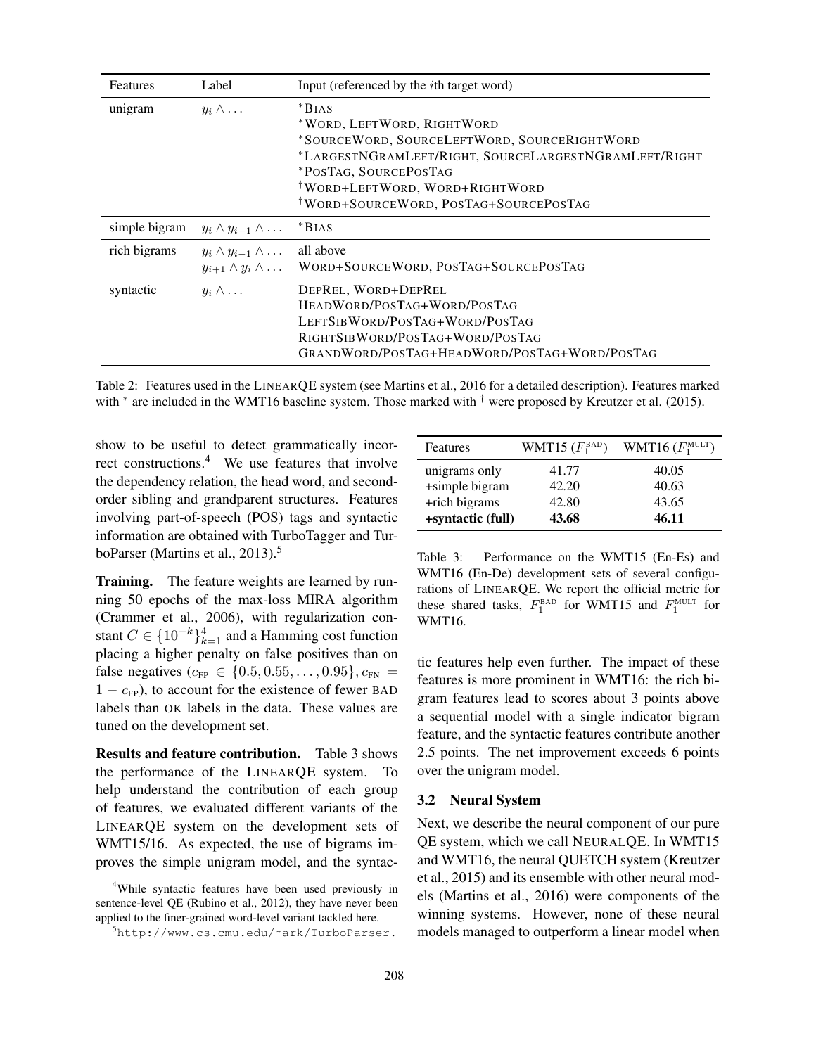| Features | Label | Input (referenced by the $i$th target word) |
|---|---|---|
| unigram | $y_i \wedge \ldots$ | *BIAS<br>*WORD, LEFTWORD, RIGHTWORD<br>*SOURCEWORD, SOURCELEFTWORD, SOURCERIGHTWORD<br>*LARGESTNGRAMLEFT/RIGHT, SOURCELARGESTNGRAMLEFT/RIGHT<br>*POSTAG, SOURCEPOSTAG<br>†WORD+LEFTWORD, WORD+RIGHTWORD<br>†WORD+SOURCEWORD, POSTAG+SOURCEPOSTAG |
| simple bigram | $y_i \wedge y_{i-1} \wedge \ldots$ | *BIAS |
| rich bigrams | $y_i \wedge y_{i-1} \wedge \ldots$<br>$y_{i+1} \wedge y_i \wedge \ldots$ | all above<br>WORD+SOURCEWORD, POSTAG+SOURCEPOSTAG |
| syntactic | $y_i \wedge \ldots$ | DEPREL, WORD+DEPREL<br>HEADWORD/POSTAG+WORD/POSTAG<br>LEFTSIBWORD/POSTAG+WORD/POSTAG<br>RIGHTSIBWORD/POSTAG+WORD/POSTAG<br>GRANDWORD/POSTAG+HEADWORD/POSTAG+WORD/POSTAG |

Table 2: Features used in the LINEARQE system (see Martins et al., 2016 for a detailed description). Features marked with * are included in the WMT16 baseline system. Those marked with † were proposed by Kreutzer et al. (2015).

show to be useful to detect grammatically incorrect constructions.[4] We use features that involve the dependency relation, the head word, and second-order sibling and grandparent structures. Features involving part-of-speech (POS) tags and syntactic information are obtained with TurboTagger and TurboParser (Martins et al., 2013).[5]

**Training.** The feature weights are learned by running 50 epochs of the max-loss MIRA algorithm (Crammer et al., 2006), with regularization constant $C \in \{10^{-k}\}_{k=1}^{4}$ and a Hamming cost function placing a higher penalty on false positives than on false negatives ($c_{\text{FP}} \in \{0.5, 0.55, \ldots, 0.95\}$, $c_{\text{FN}} = 1 - c_{\text{FP}}$), to account for the existence of fewer BAD labels than OK labels in the data. These values are tuned on the development set.

**Results and feature contribution.** Table 3 shows the performance of the LINEARQE system. To help understand the contribution of each group of features, we evaluated different variants of the LINEARQE system on the development sets of WMT15/16. As expected, the use of bigrams improves the simple unigram model, and the syntactic features help even further. The impact of these features is more prominent in WMT16: the rich bigram features lead to scores about 3 points above a sequential model with a single indicator bigram feature, and the syntactic features contribute another 2.5 points. The net improvement exceeds 6 points over the unigram model.

| Features | WMT15 ($F_1^{\text{BAD}}$) | WMT16 ($F_1^{\text{MULT}}$) |
|---|---|---|
| unigrams only | 41.77 | 40.05 |
| +simple bigram | 42.20 | 40.63 |
| +rich bigrams | 42.80 | 43.65 |
| **+syntactic (full)** | **43.68** | **46.11** |

Table 3: Performance on the WMT15 (En-Es) and WMT16 (En-De) development sets of several configurations of LINEARQE. We report the official metric for these shared tasks, $F_1^{\text{BAD}}$ for WMT15 and $F_1^{\text{MULT}}$ for WMT16.

### 3.2 Neural System

Next, we describe the neural component of our pure QE system, which we call NEURALQE. In WMT15 and WMT16, the neural QUETCH system (Kreutzer et al., 2015) and its ensemble with other neural models (Martins et al., 2016) were components of the winning systems. However, none of these neural models managed to outperform a linear model when

[4] While syntactic features have been used previously in sentence-level QE (Rubino et al., 2012), they have never been applied to the finer-grained word-level variant tackled here.

[5] http://www.cs.cmu.edu/~ark/TurboParser.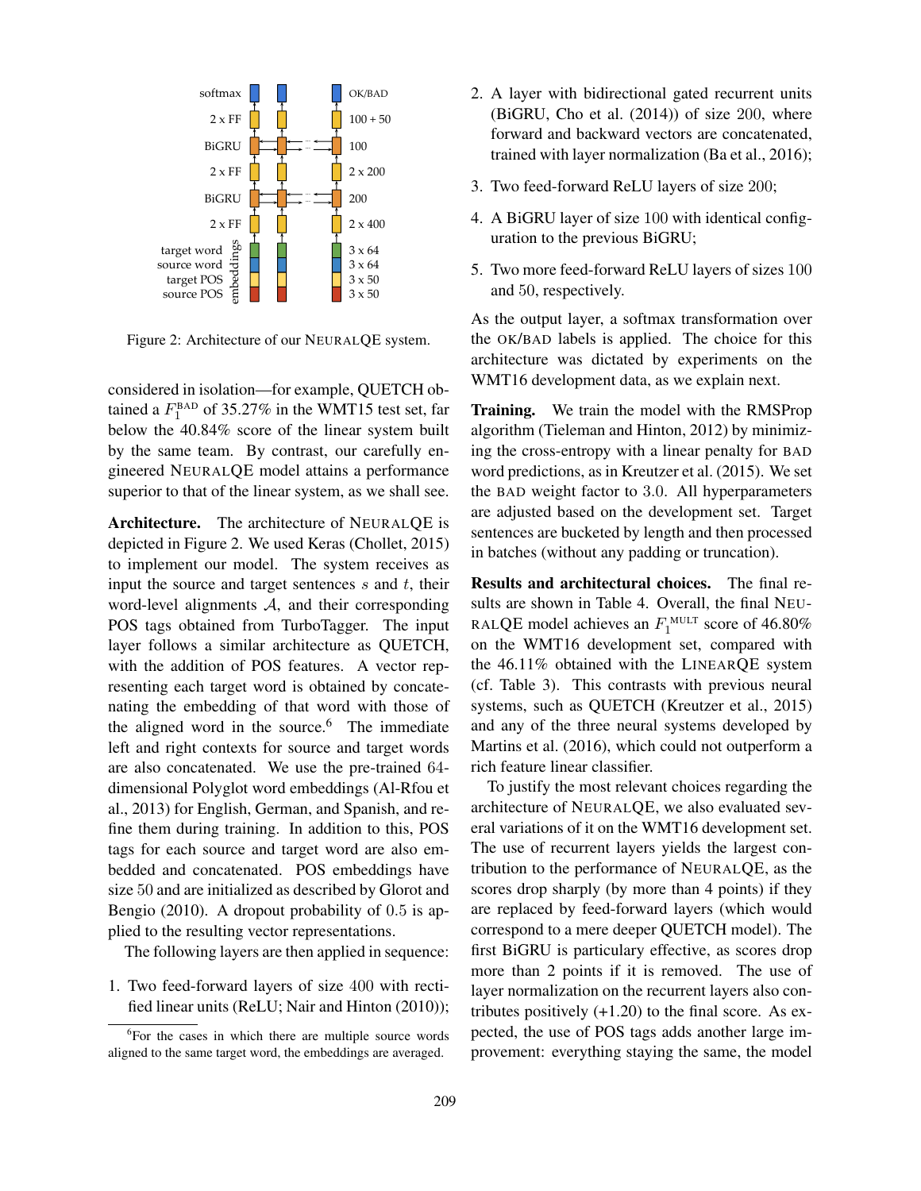softmax
OK/BAD
2 x FF
100 + 50
BiGRU
100
2 x FF
2 x 200
BiGRU
200
2 x FF
2 x 400
embeddings
target word
3 x 64
source word
3 x 64
target POS
3 x 50
source POS
3 x 50

Figure 2: Architecture of our NEURALQE system.

considered in isolation—for example, QUETCH obtained a $F_1^{\text{BAD}}$ of 35.27% in the WMT15 test set, far below the 40.84% score of the linear system built by the same team. By contrast, our carefully engineered NEURALQE model attains a performance superior to that of the linear system, as we shall see.

**Architecture.** The architecture of NEURALQE is depicted in Figure 2. We used Keras (Chollet, 2015) to implement our model. The system receives as input the source and target sentences $s$ and $t$, their word-level alignments $\mathcal{A}$, and their corresponding POS tags obtained from TurboTagger. The input layer follows a similar architecture as QUETCH, with the addition of POS features. A vector representing each target word is obtained by concatenating the embedding of that word with those of the aligned word in the source.[6] The immediate left and right contexts for source and target words are also concatenated. We use the pre-trained 64-dimensional Polyglot word embeddings (Al-Rfou et al., 2013) for English, German, and Spanish, and refine them during training. In addition to this, POS tags for each source and target word are also embedded and concatenated. POS embeddings have size 50 and are initialized as described by Glorot and Bengio (2010). A dropout probability of 0.5 is applied to the resulting vector representations.

The following layers are then applied in sequence:

1. Two feed-forward layers of size 400 with rectified linear units (ReLU; Nair and Hinton (2010));
2. A layer with bidirectional gated recurrent units (BiGRU, Cho et al. (2014)) of size 200, where forward and backward vectors are concatenated, trained with layer normalization (Ba et al., 2016);
3. Two feed-forward ReLU layers of size 200;
4. A BiGRU layer of size 100 with identical configuration to the previous BiGRU;
5. Two more feed-forward ReLU layers of sizes 100 and 50, respectively.

[6] For the cases in which there are multiple source words aligned to the same target word, the embeddings are averaged.

As the output layer, a softmax transformation over the OK/BAD labels is applied. The choice for this architecture was dictated by experiments on the WMT16 development data, as we explain next.

**Training.** We train the model with the RMSProp algorithm (Tieleman and Hinton, 2012) by minimizing the cross-entropy with a linear penalty for BAD word predictions, as in Kreutzer et al. (2015). We set the BAD weight factor to 3.0. All hyperparameters are adjusted based on the development set. Target sentences are bucketed by length and then processed in batches (without any padding or truncation).

**Results and architectural choices.** The final results are shown in Table 4. Overall, the final NEURALQE model achieves an $F_1^{\text{MULT}}$ score of 46.80% on the WMT16 development set, compared with the 46.11% obtained with the LINEARQE system (cf. Table 3). This contrasts with previous neural systems, such as QUETCH (Kreutzer et al., 2015) and any of the three neural systems developed by Martins et al. (2016), which could not outperform a rich feature linear classifier.

To justify the most relevant choices regarding the architecture of NEURALQE, we also evaluated several variations of it on the WMT16 development set. The use of recurrent layers yields the largest contribution to the performance of NEURALQE, as the scores drop sharply (by more than 4 points) if they are replaced by feed-forward layers (which would correspond to a mere deeper QUETCH model). The first BiGRU is particulary effective, as scores drop more than 2 points if it is removed. The use of layer normalization on the recurrent layers also contributes positively (+1.20) to the final score. As expected, the use of POS tags adds another large improvement: everything staying the same, the model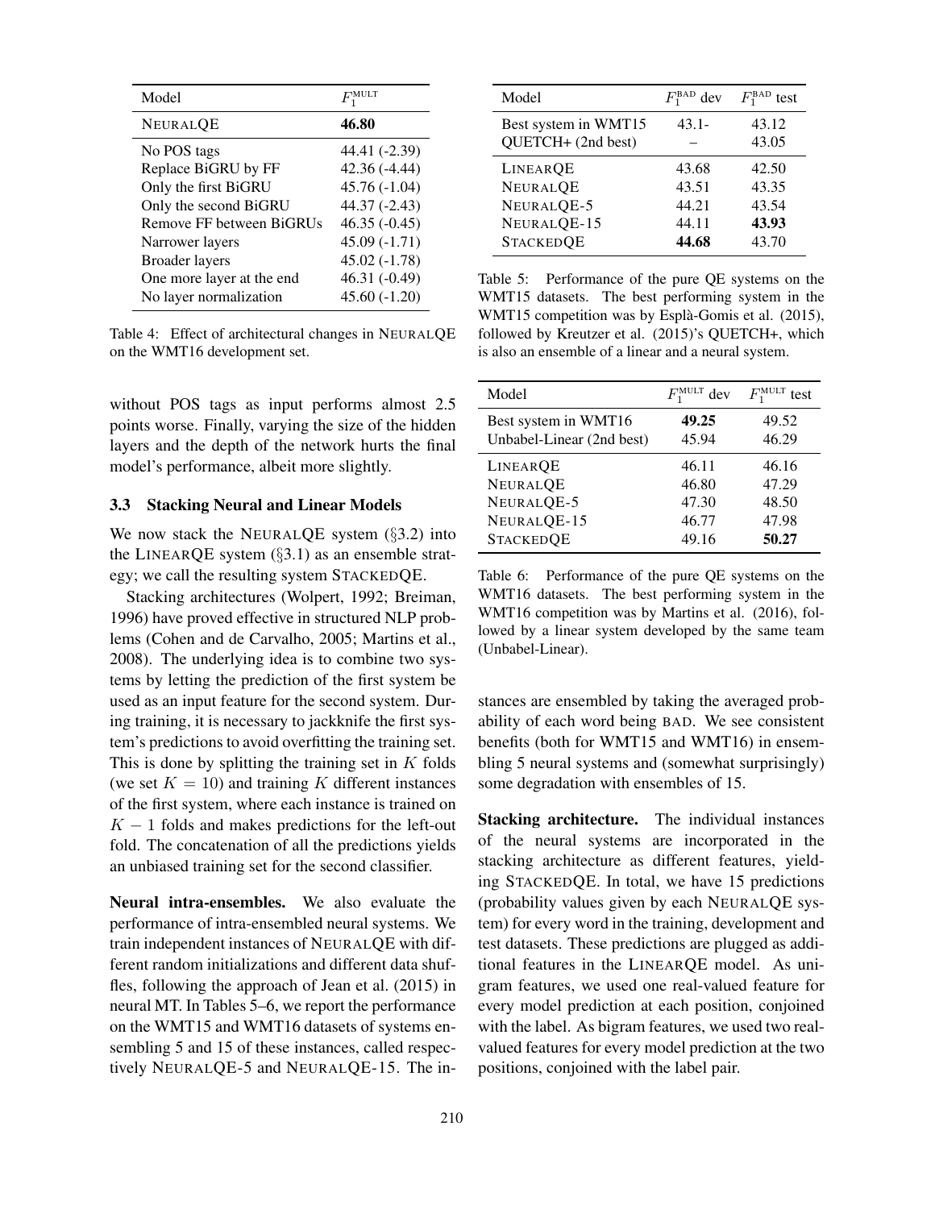| Model | $F_1^{\text{MULT}}$ |
|---|---|
| NEURALQE | **46.80** |
| No POS tags | 44.41 (-2.39) |
| Replace BiGRU by FF | 42.36 (-4.44) |
| Only the first BiGRU | 45.76 (-1.04) |
| Only the second BiGRU | 44.37 (-2.43) |
| Remove FF between BiGRUs | 46.35 (-0.45) |
| Narrower layers | 45.09 (-1.71) |
| Broader layers | 45.02 (-1.78) |
| One more layer at the end | 46.31 (-0.49) |
| No layer normalization | 45.60 (-1.20) |

Table 4: Effect of architectural changes in NEURALQE on the WMT16 development set.

without POS tags as input performs almost 2.5 points worse. Finally, varying the size of the hidden layers and the depth of the network hurts the final model's performance, albeit more slightly.

### 3.3 Stacking Neural and Linear Models

We now stack the NEURALQE system (§3.2) into the LINEARQE system (§3.1) as an ensemble strategy; we call the resulting system STACKEDQE.

Stacking architectures (Wolpert, 1992; Breiman, 1996) have proved effective in structured NLP problems (Cohen and de Carvalho, 2005; Martins et al., 2008). The underlying idea is to combine two systems by letting the prediction of the first system be used as an input feature for the second system. During training, it is necessary to jackknife the first system's predictions to avoid overfitting the training set. This is done by splitting the training set in $K$ folds (we set $K = 10$) and training $K$ different instances of the first system, where each instance is trained on $K - 1$ folds and makes predictions for the left-out fold. The concatenation of all the predictions yields an unbiased training set for the second classifier.

**Neural intra-ensembles.** We also evaluate the performance of intra-ensembled neural systems. We train independent instances of NEURALQE with different random initializations and different data shuffles, following the approach of Jean et al. (2015) in neural MT. In Tables 5–6, we report the performance on the WMT15 and WMT16 datasets of systems ensembling 5 and 15 of these instances, called respectively NEURALQE-5 and NEURALQE-15. The instances are ensembled by taking the averaged probability of each word being BAD. We see consistent benefits (both for WMT15 and WMT16) in ensembling 5 neural systems and (somewhat surprisingly) some degradation with ensembles of 15.

| Model | $F_1^{\text{BAD}}$ dev | $F_1^{\text{BAD}}$ test |
|---|---|---|
| Best system in WMT15 | 43.1- | 43.12 |
| QUETCH+ (2nd best) | – | 43.05 |
| LINEARQE | 43.68 | 42.50 |
| NEURALQE | 43.51 | 43.35 |
| NEURALQE-5 | 44.21 | 43.54 |
| NEURALQE-15 | 44.11 | **43.93** |
| STACKEDQE | **44.68** | 43.70 |

Table 5: Performance of the pure QE systems on the WMT15 datasets. The best performing system in the WMT15 competition was by Esplà-Gomis et al. (2015), followed by Kreutzer et al. (2015)'s QUETCH+, which is also an ensemble of a linear and a neural system.

| Model | $F_1^{\text{MULT}}$ dev | $F_1^{\text{MULT}}$ test |
|---|---|---|
| Best system in WMT16 | **49.25** | 49.52 |
| Unbabel-Linear (2nd best) | 45.94 | 46.29 |
| LINEARQE | 46.11 | 46.16 |
| NEURALQE | 46.80 | 47.29 |
| NEURALQE-5 | 47.30 | 48.50 |
| NEURALQE-15 | 46.77 | 47.98 |
| STACKEDQE | 49.16 | **50.27** |

Table 6: Performance of the pure QE systems on the WMT16 datasets. The best performing system in the WMT16 competition was by Martins et al. (2016), followed by a linear system developed by the same team (Unbabel-Linear).

**Stacking architecture.** The individual instances of the neural systems are incorporated in the stacking architecture as different features, yielding STACKEDQE. In total, we have 15 predictions (probability values given by each NEURALQE system) for every word in the training, development and test datasets. These predictions are plugged as additional features in the LINEARQE model. As unigram features, we used one real-valued feature for every model prediction at each position, conjoined with the label. As bigram features, we used two real-valued features for every model prediction at the two positions, conjoined with the label pair.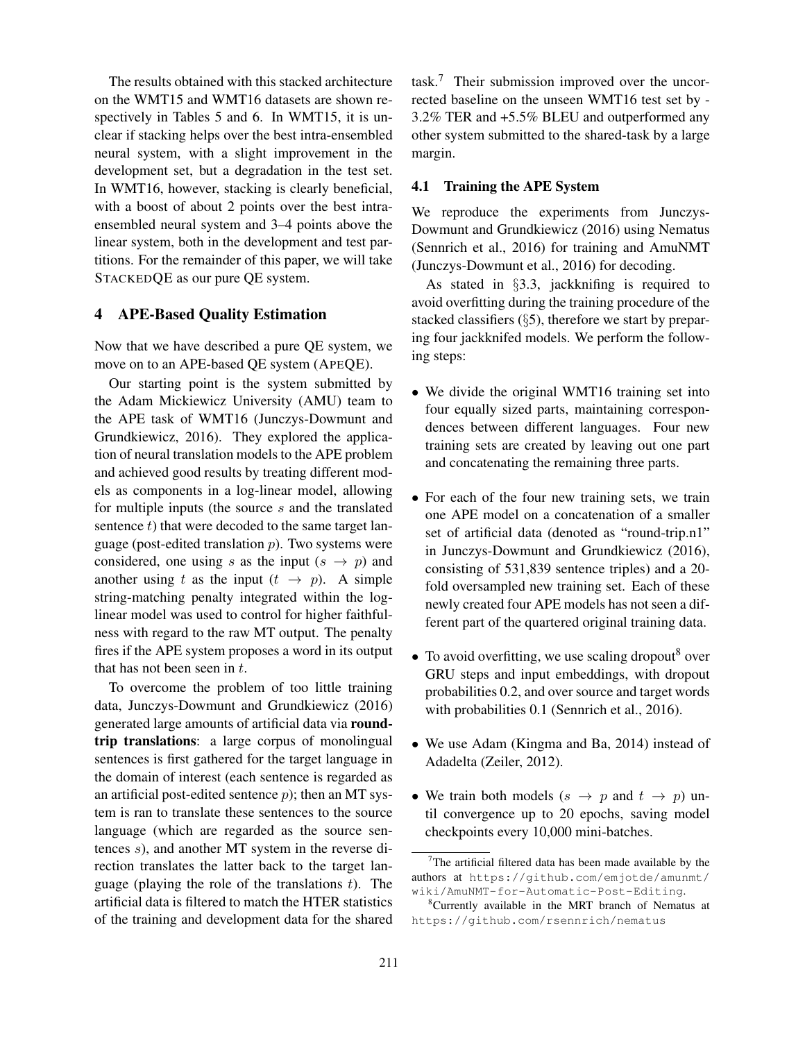The results obtained with this stacked architecture on the WMT15 and WMT16 datasets are shown respectively in Tables 5 and 6. In WMT15, it is unclear if stacking helps over the best intra-ensembled neural system, with a slight improvement in the development set, but a degradation in the test set. In WMT16, however, stacking is clearly beneficial, with a boost of about 2 points over the best intra-ensembled neural system and 3–4 points above the linear system, both in the development and test partitions. For the remainder of this paper, we will take STACKEDQE as our pure QE system.

## 4 APE-Based Quality Estimation

Now that we have described a pure QE system, we move on to an APE-based QE system (APEQE).

Our starting point is the system submitted by the Adam Mickiewicz University (AMU) team to the APE task of WMT16 (Junczys-Dowmunt and Grundkiewicz, 2016). They explored the application of neural translation models to the APE problem and achieved good results by treating different models as components in a log-linear model, allowing for multiple inputs (the source $s$ and the translated sentence $t$) that were decoded to the same target language (post-edited translation $p$). Two systems were considered, one using $s$ as the input ($s \rightarrow p$) and another using $t$ as the input ($t \rightarrow p$). A simple string-matching penalty integrated within the log-linear model was used to control for higher faithfulness with regard to the raw MT output. The penalty fires if the APE system proposes a word in its output that has not been seen in $t$.

To overcome the problem of too little training data, Junczys-Dowmunt and Grundkiewicz (2016) generated large amounts of artificial data via **round-trip translations**: a large corpus of monolingual sentences is first gathered for the target language in the domain of interest (each sentence is regarded as an artificial post-edited sentence $p$); then an MT system is ran to translate these sentences to the source language (which are regarded as the source sentences $s$), and another MT system in the reverse direction translates the latter back to the target language (playing the role of the translations $t$). The artificial data is filtered to match the HTER statistics of the training and development data for the shared task.[7] Their submission improved over the uncorrected baseline on the unseen WMT16 test set by -3.2% TER and +5.5% BLEU and outperformed any other system submitted to the shared-task by a large margin.

### 4.1 Training the APE System

We reproduce the experiments from Junczys-Dowmunt and Grundkiewicz (2016) using Nematus (Sennrich et al., 2016) for training and AmuNMT (Junczys-Dowmunt et al., 2016) for decoding.

As stated in §3.3, jackknifing is required to avoid overfitting during the training procedure of the stacked classifiers (§5), therefore we start by preparing four jackknifed models. We perform the following steps:

- We divide the original WMT16 training set into four equally sized parts, maintaining correspondences between different languages. Four new training sets are created by leaving out one part and concatenating the remaining three parts.
- For each of the four new training sets, we train one APE model on a concatenation of a smaller set of artificial data (denoted as "round-trip.n1" in Junczys-Dowmunt and Grundkiewicz (2016), consisting of 531,839 sentence triples) and a 20-fold oversampled new training set. Each of these newly created four APE models has not seen a different part of the quartered original training data.
- To avoid overfitting, we use scaling dropout[8] over GRU steps and input embeddings, with dropout probabilities 0.2, and over source and target words with probabilities 0.1 (Sennrich et al., 2016).
- We use Adam (Kingma and Ba, 2014) instead of Adadelta (Zeiler, 2012).
- We train both models ($s \rightarrow p$ and $t \rightarrow p$) until convergence up to 20 epochs, saving model checkpoints every 10,000 mini-batches.

[7] The artificial filtered data has been made available by the authors at https://github.com/emjotde/amunmt/wiki/AmuNMT-for-Automatic-Post-Editing.

[8] Currently available in the MRT branch of Nematus at https://github.com/rsennrich/nematus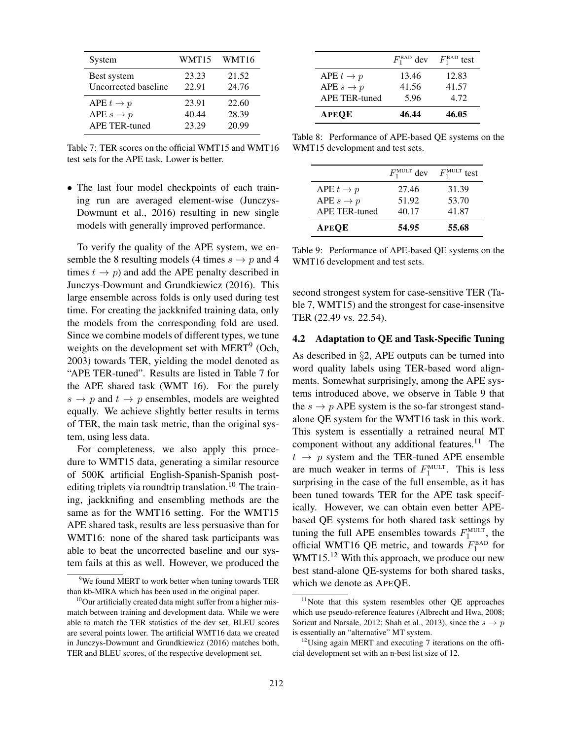| System | WMT15 | WMT16 |
| --- | --- | --- |
| Best system | 23.23 | 21.52 |
| Uncorrected baseline | 22.91 | 24.76 |
| APE $t \rightarrow p$ | 23.91 | 22.60 |
| APE $s \rightarrow p$ | 40.44 | 28.39 |
| APE TER-tuned | 23.29 | 20.99 |

Table 7: TER scores on the official WMT15 and WMT16 test sets for the APE task. Lower is better.

- The last four model checkpoints of each training run are averaged element-wise (Junczys-Dowmunt et al., 2016) resulting in new single models with generally improved performance.

To verify the quality of the APE system, we ensemble the 8 resulting models (4 times $s \rightarrow p$ and 4 times $t \rightarrow p$) and add the APE penalty described in Junczys-Dowmunt and Grundkiewicz (2016). This large ensemble across folds is only used during test time. For creating the jackknifed training data, only the models from the corresponding fold are used. Since we combine models of different types, we tune weights on the development set with MERT[9] (Och, 2003) towards TER, yielding the model denoted as "APE TER-tuned". Results are listed in Table 7 for the APE shared task (WMT 16). For the purely $s \rightarrow p$ and $t \rightarrow p$ ensembles, models are weighted equally. We achieve slightly better results in terms of TER, the main task metric, than the original system, using less data.

For completeness, we also apply this procedure to WMT15 data, generating a similar resource of 500K artificial English-Spanish-Spanish post-editing triplets via roundtrip translation.[10] The training, jackknifing and ensembling methods are the same as for the WMT16 setting. For the WMT15 APE shared task, results are less persuasive than for WMT16: none of the shared task participants was able to beat the uncorrected baseline and our system fails at this as well. However, we produced the second strongest system for case-sensitive TER (Table 7, WMT15) and the strongest for case-insensitve TER (22.49 vs. 22.54).

[9]We found MERT to work better when tuning towards TER than kb-MIRA which has been used in the original paper.

[10]Our artificially created data might suffer from a higher mismatch between training and development data. While we were able to match the TER statistics of the dev set, BLEU scores are several points lower. The artificial WMT16 data we created in Junczys-Dowmunt and Grundkiewicz (2016) matches both, TER and BLEU scores, of the respective development set.

| | $F_1^{\text{BAD}}$ dev | $F_1^{\text{BAD}}$ test |
| --- | --- | --- |
| APE $t \rightarrow p$ | 13.46 | 12.83 |
| APE $s \rightarrow p$ | 41.56 | 41.57 |
| APE TER-tuned | 5.96 | 4.72 |
| **APEQE** | **46.44** | **46.05** |

Table 8: Performance of APE-based QE systems on the WMT15 development and test sets.

| | $F_1^{\text{MULT}}$ dev | $F_1^{\text{MULT}}$ test |
| --- | --- | --- |
| APE $t \rightarrow p$ | 27.46 | 31.39 |
| APE $s \rightarrow p$ | 51.92 | 53.70 |
| APE TER-tuned | 40.17 | 41.87 |
| **APEQE** | **54.95** | **55.68** |

Table 9: Performance of APE-based QE systems on the WMT16 development and test sets.

### 4.2 Adaptation to QE and Task-Specific Tuning

As described in §2, APE outputs can be turned into word quality labels using TER-based word alignments. Somewhat surprisingly, among the APE systems introduced above, we observe in Table 9 that the $s \rightarrow p$ APE system is the so-far strongest stand-alone QE system for the WMT16 task in this work. This system is essentially a retrained neural MT component without any additional features.[11] The $t \rightarrow p$ system and the TER-tuned APE ensemble are much weaker in terms of $F_1^{\text{MULT}}$. This is less surprising in the case of the full ensemble, as it has been tuned towards TER for the APE task specifically. However, we can obtain even better APE-based QE systems for both shared task settings by tuning the full APE ensembles towards $F_1^{\text{MULT}}$, the official WMT16 QE metric, and towards $F_1^{\text{BAD}}$ for WMT15.[12] With this approach, we produce our new best stand-alone QE-systems for both shared tasks, which we denote as APEQE.

[11]Note that this system resembles other QE approaches which use pseudo-reference features (Albrecht and Hwa, 2008; Soricut and Narsale, 2012; Shah et al., 2013), since the $s \rightarrow p$ is essentially an "alternative" MT system.

[12]Using again MERT and executing 7 iterations on the official development set with an n-best list size of 12.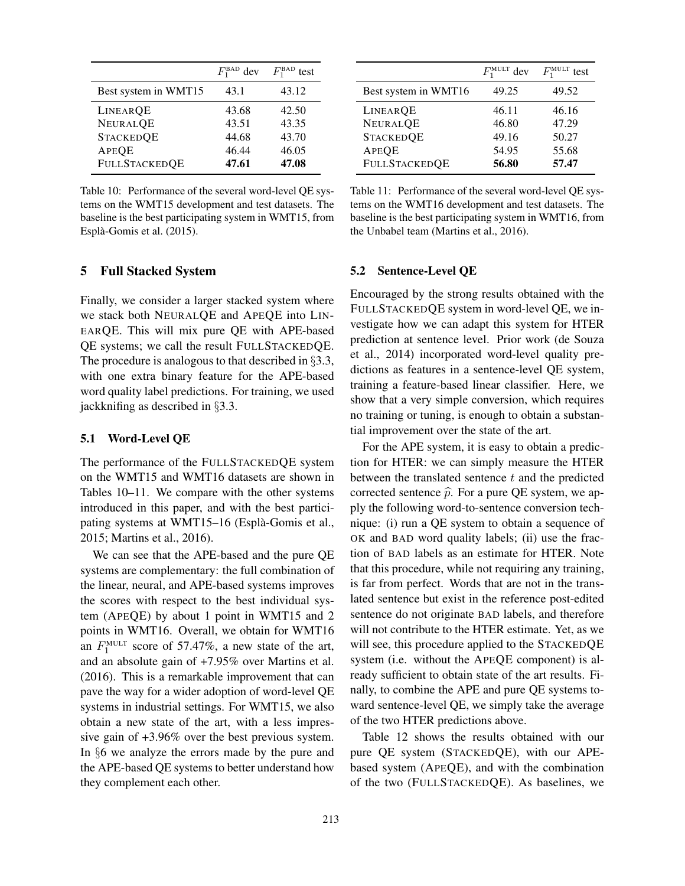| | $F_1^{\text{BAD}}$ dev | $F_1^{\text{BAD}}$ test |
|---|---|---|
| Best system in WMT15 | 43.1 | 43.12 |
| LINEARQE | 43.68 | 42.50 |
| NEURALQE | 43.51 | 43.35 |
| STACKEDQE | 44.68 | 43.70 |
| APEQE | 46.44 | 46.05 |
| FULLSTACKEDQE | **47.61** | **47.08** |

Table 10: Performance of the several word-level QE systems on the WMT15 development and test datasets. The baseline is the best participating system in WMT15, from Esplà-Gomis et al. (2015).

| | $F_1^{\text{MULT}}$ dev | $F_1^{\text{MULT}}$ test |
|---|---|---|
| Best system in WMT16 | 49.25 | 49.52 |
| LINEARQE | 46.11 | 46.16 |
| NEURALQE | 46.80 | 47.29 |
| STACKEDQE | 49.16 | 50.27 |
| APEQE | 54.95 | 55.68 |
| FULLSTACKEDQE | **56.80** | **57.47** |

Table 11: Performance of the several word-level QE systems on the WMT16 development and test datasets. The baseline is the best participating system in WMT16, from the Unbabel team (Martins et al., 2016).

## 5 Full Stacked System

Finally, we consider a larger stacked system where we stack both NEURALQE and APEQE into LINEARQE. This will mix pure QE with APE-based QE systems; we call the result FULLSTACKEDQE. The procedure is analogous to that described in §3.3, with one extra binary feature for the APE-based word quality label predictions. For training, we used jackknifing as described in §3.3.

### 5.1 Word-Level QE

The performance of the FULLSTACKEDQE system on the WMT15 and WMT16 datasets are shown in Tables 10–11. We compare with the other systems introduced in this paper, and with the best participating systems at WMT15–16 (Esplà-Gomis et al., 2015; Martins et al., 2016).

We can see that the APE-based and the pure QE systems are complementary: the full combination of the linear, neural, and APE-based systems improves the scores with respect to the best individual system (APEQE) by about 1 point in WMT15 and 2 points in WMT16. Overall, we obtain for WMT16 an $F_1^{\text{MULT}}$ score of 57.47%, a new state of the art, and an absolute gain of +7.95% over Martins et al. (2016). This is a remarkable improvement that can pave the way for a wider adoption of word-level QE systems in industrial settings. For WMT15, we also obtain a new state of the art, with a less impressive gain of +3.96% over the best previous system. In §6 we analyze the errors made by the pure and the APE-based QE systems to better understand how they complement each other.

### 5.2 Sentence-Level QE

Encouraged by the strong results obtained with the FULLSTACKEDQE system in word-level QE, we investigate how we can adapt this system for HTER prediction at sentence level. Prior work (de Souza et al., 2014) incorporated word-level quality predictions as features in a sentence-level QE system, training a feature-based linear classifier. Here, we show that a very simple conversion, which requires no training or tuning, is enough to obtain a substantial improvement over the state of the art.

For the APE system, it is easy to obtain a prediction for HTER: we can simply measure the HTER between the translated sentence $t$ and the predicted corrected sentence $\widehat{p}$. For a pure QE system, we apply the following word-to-sentence conversion technique: (i) run a QE system to obtain a sequence of OK and BAD word quality labels; (ii) use the fraction of BAD labels as an estimate for HTER. Note that this procedure, while not requiring any training, is far from perfect. Words that are not in the translated sentence but exist in the reference post-edited sentence do not originate BAD labels, and therefore will not contribute to the HTER estimate. Yet, as we will see, this procedure applied to the STACKEDQE system (i.e. without the APEQE component) is already sufficient to obtain state of the art results. Finally, to combine the APE and pure QE systems toward sentence-level QE, we simply take the average of the two HTER predictions above.

Table 12 shows the results obtained with our pure QE system (STACKEDQE), with our APE-based system (APEQE), and with the combination of the two (FULLSTACKEDQE). As baselines, we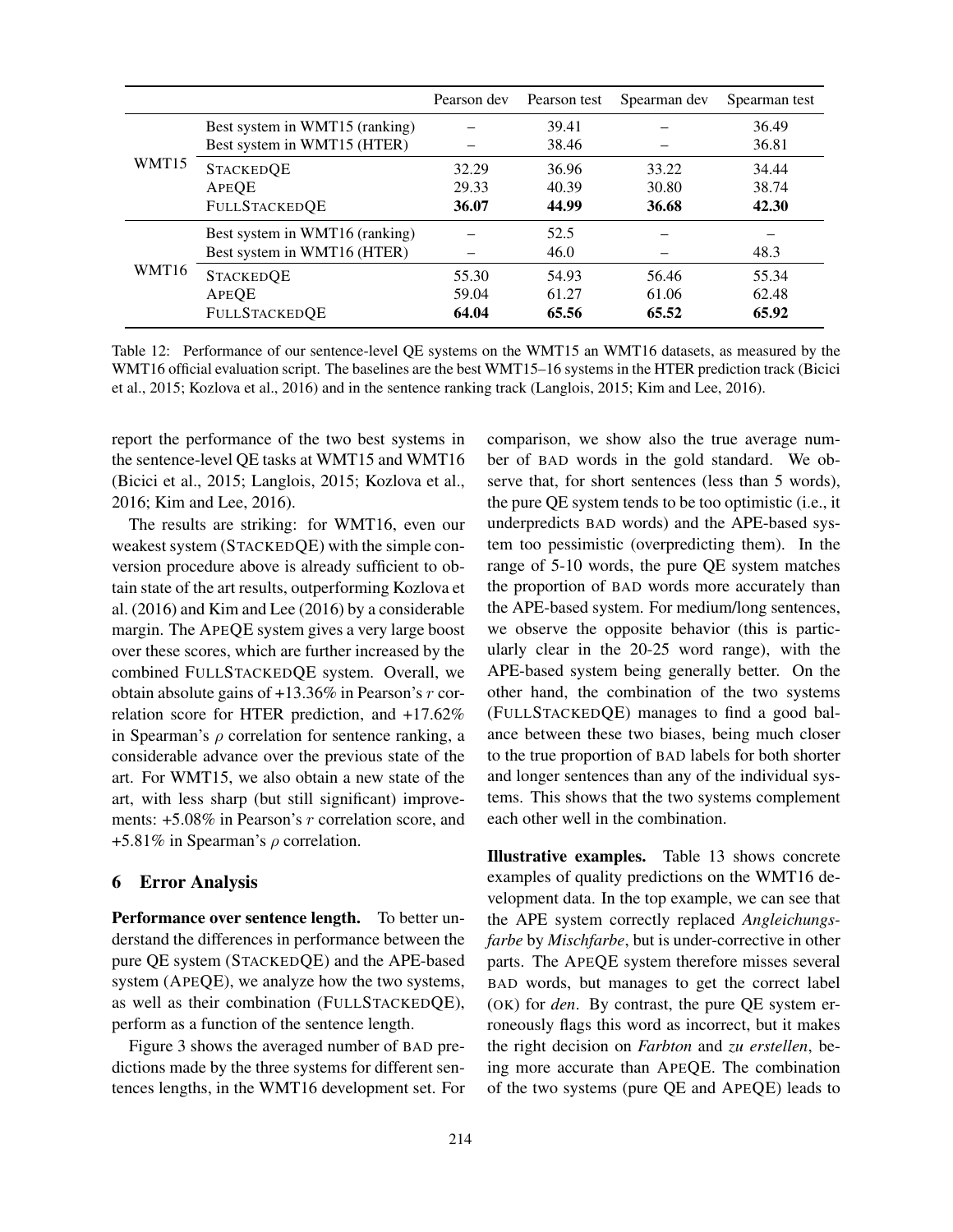| | | Pearson dev | Pearson test | Spearman dev | Spearman test |
|---|---|---|---|---|---|
| WMT15 | Best system in WMT15 (ranking) | – | 39.41 | – | 36.49 |
| | Best system in WMT15 (HTER) | – | 38.46 | – | 36.81 |
| | STACKEDQE | 32.29 | 36.96 | 33.22 | 34.44 |
| | APEQE | 29.33 | 40.39 | 30.80 | 38.74 |
| | FULLSTACKEDQE | **36.07** | **44.99** | **36.68** | **42.30** |
| WMT16 | Best system in WMT16 (ranking) | – | 52.5 | – | – |
| | Best system in WMT16 (HTER) | – | 46.0 | – | 48.3 |
| | STACKEDQE | 55.30 | 54.93 | 56.46 | 55.34 |
| | APEQE | 59.04 | 61.27 | 61.06 | 62.48 |
| | FULLSTACKEDQE | **64.04** | **65.56** | **65.52** | **65.92** |

Table 12: Performance of our sentence-level QE systems on the WMT15 an WMT16 datasets, as measured by the WMT16 official evaluation script. The baselines are the best WMT15–16 systems in the HTER prediction track (Bicici et al., 2015; Kozlova et al., 2016) and in the sentence ranking track (Langlois, 2015; Kim and Lee, 2016).

report the performance of the two best systems in the sentence-level QE tasks at WMT15 and WMT16 (Bicici et al., 2015; Langlois, 2015; Kozlova et al., 2016; Kim and Lee, 2016).

The results are striking: for WMT16, even our weakest system (STACKEDQE) with the simple conversion procedure above is already sufficient to obtain state of the art results, outperforming Kozlova et al. (2016) and Kim and Lee (2016) by a considerable margin. The APEQE system gives a very large boost over these scores, which are further increased by the combined FULLSTACKEDQE system. Overall, we obtain absolute gains of +13.36% in Pearson's $r$ correlation score for HTER prediction, and +17.62% in Spearman's $\rho$ correlation for sentence ranking, a considerable advance over the previous state of the art. For WMT15, we also obtain a new state of the art, with less sharp (but still significant) improvements: +5.08% in Pearson's $r$ correlation score, and +5.81% in Spearman's $\rho$ correlation.

## 6 Error Analysis

**Performance over sentence length.** To better understand the differences in performance between the pure QE system (STACKEDQE) and the APE-based system (APEQE), we analyze how the two systems, as well as their combination (FULLSTACKEDQE), perform as a function of the sentence length.

Figure 3 shows the averaged number of BAD predictions made by the three systems for different sentences lengths, in the WMT16 development set. For comparison, we show also the true average number of BAD words in the gold standard. We observe that, for short sentences (less than 5 words), the pure QE system tends to be too optimistic (i.e., it underpredicts BAD words) and the APE-based system too pessimistic (overpredicting them). In the range of 5-10 words, the pure QE system matches the proportion of BAD words more accurately than the APE-based system. For medium/long sentences, we observe the opposite behavior (this is particularly clear in the 20-25 word range), with the APE-based system being generally better. On the other hand, the combination of the two systems (FULLSTACKEDQE) manages to find a good balance between these two biases, being much closer to the true proportion of BAD labels for both shorter and longer sentences than any of the individual systems. This shows that the two systems complement each other well in the combination.

**Illustrative examples.** Table 13 shows concrete examples of quality predictions on the WMT16 development data. In the top example, we can see that the APE system correctly replaced *Angleichungsfarbe* by *Mischfarbe*, but is under-corrective in other parts. The APEQE system therefore misses several BAD words, but manages to get the correct label (OK) for *den*. By contrast, the pure QE system erroneously flags this word as incorrect, but it makes the right decision on *Farbton* and *zu erstellen*, being more accurate than APEQE. The combination of the two systems (pure QE and APEQE) leads to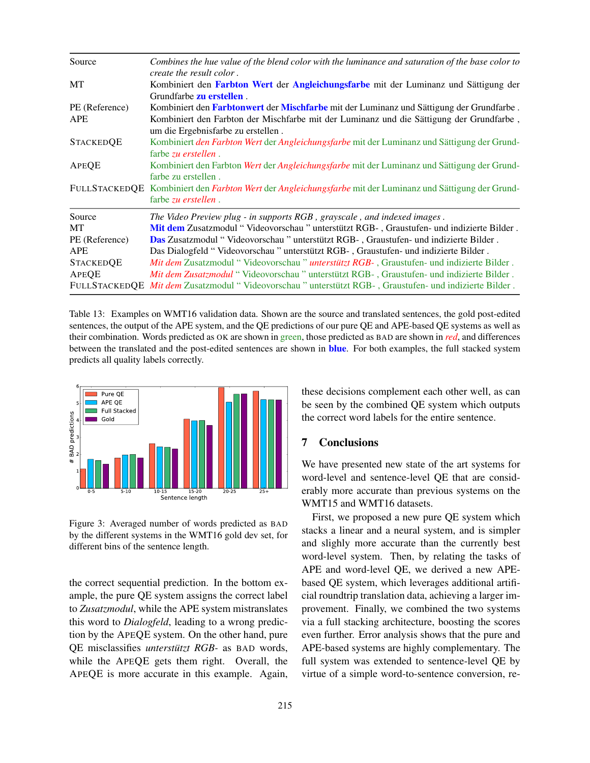| | |
|---|---|
| Source | *Combines the hue value of the blend color with the luminance and saturation of the base color to create the result color .* |
| MT | Kombiniert den **Farbton Wert** der **Angleichungsfarbe** mit der Luminanz und Sättigung der Grundfarbe **zu erstellen** . |
| PE (Reference) | Kombiniert den **Farbtonwert** der **Mischfarbe** mit der Luminanz und Sättigung der Grundfarbe . |
| APE | Kombiniert den Farbton der Mischfarbe mit der Luminanz und die Sättigung der Grundfarbe , um die Ergebnisfarbe zu erstellen . |
| STACKEDQE | Kombiniert *den Farbton Wert* der *Angleichungsfarbe* mit der Luminanz und Sättigung der Grundfarbe *zu erstellen* . |
| APEQE | Kombiniert den Farbton *Wert* der *Angleichungsfarbe* mit der Luminanz und Sättigung der Grundfarbe zu erstellen . |
| FULLSTACKEDQE | Kombiniert den *Farbton Wert* der *Angleichungsfarbe* mit der Luminanz und Sättigung der Grundfarbe *zu erstellen* . |
| Source | *The Video Preview plug - in supports RGB , grayscale , and indexed images .* |
| MT | **Mit dem** Zusatzmodul " Videovorschau " unterstützt RGB- , Graustufen- und indizierte Bilder . |
| PE (Reference) | **Das** Zusatzmodul " Videovorschau " unterstützt RGB- , Graustufen- und indizierte Bilder . |
| APE | Das Dialogfeld " Videovorschau " unterstützt RGB- , Graustufen- und indizierte Bilder . |
| STACKEDQE | *Mit dem* Zusatzmodul " Videovorschau " *unterstützt RGB-* , Graustufen- und indizierte Bilder . |
| APEQE | *Mit dem Zusatzmodul* " Videovorschau " unterstützt RGB- , Graustufen- und indizierte Bilder . |
| FULLSTACKEDQE | *Mit dem* Zusatzmodul " Videovorschau " unterstützt RGB- , Graustufen- und indizierte Bilder . |

Table 13: Examples on WMT16 validation data. Shown are the source and translated sentences, the gold post-edited sentences, the output of the APE system, and the QE predictions of our pure QE and APE-based QE systems as well as their combination. Words predicted as OK are shown in green, those predicted as BAD are shown in *red*, and differences between the translated and the post-edited sentences are shown in **blue**. For both examples, the full stacked system predicts all quality labels correctly.

Pure QE
APE QE
Full Stacked
Gold
# BAD predictions
0 1 2 3 4 5 6
0-5 5-10 10-15 15-20 20-25 25+
Sentence length

Figure 3: Averaged number of words predicted as BAD by the different systems in the WMT16 gold dev set, for different bins of the sentence length.

the correct sequential prediction. In the bottom example, the pure QE system assigns the correct label to *Zusatzmodul*, while the APE system mistranslates this word to *Dialogfeld*, leading to a wrong prediction by the APEQE system. On the other hand, pure QE misclassifies *unterstützt RGB-* as BAD words, while the APEQE gets them right. Overall, the APEQE is more accurate in this example. Again, these decisions complement each other well, as can be seen by the combined QE system which outputs the correct word labels for the entire sentence.

## 7 Conclusions

We have presented new state of the art systems for word-level and sentence-level QE that are considerably more accurate than previous systems on the WMT15 and WMT16 datasets.

First, we proposed a new pure QE system which stacks a linear and a neural system, and is simpler and slighly more accurate than the currently best word-level system. Then, by relating the tasks of APE and word-level QE, we derived a new APE-based QE system, which leverages additional artificial roundtrip translation data, achieving a larger improvement. Finally, we combined the two systems via a full stacking architecture, boosting the scores even further. Error analysis shows that the pure and APE-based systems are highly complementary. The full system was extended to sentence-level QE by virtue of a simple word-to-sentence conversion, re-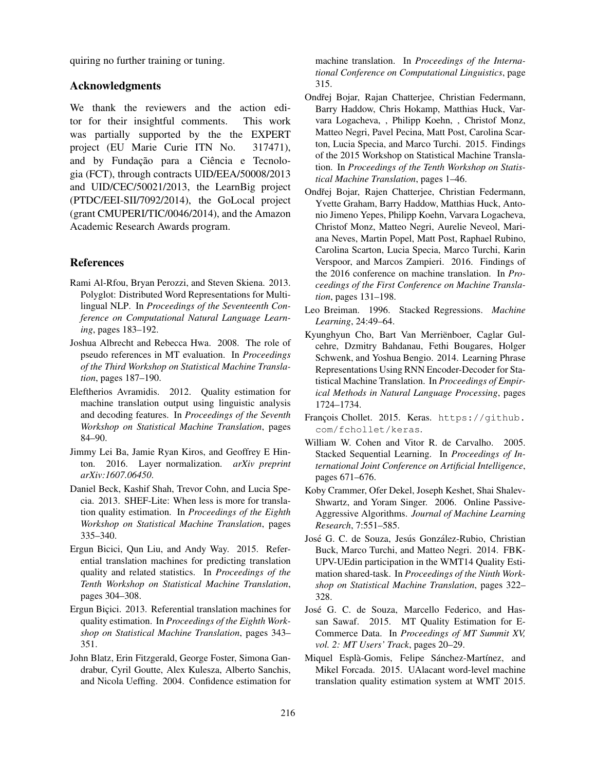quiring no further training or tuning.

## Acknowledgments

We thank the reviewers and the action editor for their insightful comments. This work was partially supported by the the EXPERT project (EU Marie Curie ITN No. 317471), and by Fundação para a Ciência e Tecnologia (FCT), through contracts UID/EEA/50008/2013 and UID/CEC/50021/2013, the LearnBig project (PTDC/EEI-SII/7092/2014), the GoLocal project (grant CMUPERI/TIC/0046/2014), and the Amazon Academic Research Awards program.

## References

Rami Al-Rfou, Bryan Perozzi, and Steven Skiena. 2013. Polyglot: Distributed Word Representations for Multilingual NLP. In *Proceedings of the Seventeenth Conference on Computational Natural Language Learning*, pages 183–192.

Joshua Albrecht and Rebecca Hwa. 2008. The role of pseudo references in MT evaluation. In *Proceedings of the Third Workshop on Statistical Machine Translation*, pages 187–190.

Eleftherios Avramidis. 2012. Quality estimation for machine translation output using linguistic analysis and decoding features. In *Proceedings of the Seventh Workshop on Statistical Machine Translation*, pages 84–90.

Jimmy Lei Ba, Jamie Ryan Kiros, and Geoffrey E Hinton. 2016. Layer normalization. *arXiv preprint arXiv:1607.06450*.

Daniel Beck, Kashif Shah, Trevor Cohn, and Lucia Specia. 2013. SHEF-Lite: When less is more for translation quality estimation. In *Proceedings of the Eighth Workshop on Statistical Machine Translation*, pages 335–340.

Ergun Bicici, Qun Liu, and Andy Way. 2015. Referential translation machines for predicting translation quality and related statistics. In *Proceedings of the Tenth Workshop on Statistical Machine Translation*, pages 304–308.

Ergun Biçici. 2013. Referential translation machines for quality estimation. In *Proceedings of the Eighth Workshop on Statistical Machine Translation*, pages 343–351.

John Blatz, Erin Fitzgerald, George Foster, Simona Gandrabur, Cyril Goutte, Alex Kulesza, Alberto Sanchis, and Nicola Ueffing. 2004. Confidence estimation for machine translation. In *Proceedings of the International Conference on Computational Linguistics*, page 315.

Ondřej Bojar, Rajan Chatterjee, Christian Federmann, Barry Haddow, Chris Hokamp, Matthias Huck, Varvara Logacheva, , Philipp Koehn, , Christof Monz, Matteo Negri, Pavel Pecina, Matt Post, Carolina Scarton, Lucia Specia, and Marco Turchi. 2015. Findings of the 2015 Workshop on Statistical Machine Translation. In *Proceedings of the Tenth Workshop on Statistical Machine Translation*, pages 1–46.

Ondřej Bojar, Rajen Chatterjee, Christian Federmann, Yvette Graham, Barry Haddow, Matthias Huck, Antonio Jimeno Yepes, Philipp Koehn, Varvara Logacheva, Christof Monz, Matteo Negri, Aurelie Neveol, Mariana Neves, Martin Popel, Matt Post, Raphael Rubino, Carolina Scarton, Lucia Specia, Marco Turchi, Karin Verspoor, and Marcos Zampieri. 2016. Findings of the 2016 conference on machine translation. In *Proceedings of the First Conference on Machine Translation*, pages 131–198.

Leo Breiman. 1996. Stacked Regressions. *Machine Learning*, 24:49–64.

Kyunghyun Cho, Bart Van Merriënboer, Caglar Gulcehre, Dzmitry Bahdanau, Fethi Bougares, Holger Schwenk, and Yoshua Bengio. 2014. Learning Phrase Representations Using RNN Encoder-Decoder for Statistical Machine Translation. In *Proceedings of Empirical Methods in Natural Language Processing*, pages 1724–1734.

François Chollet. 2015. Keras. https://github.com/fchollet/keras.

William W. Cohen and Vitor R. de Carvalho. 2005. Stacked Sequential Learning. In *Proceedings of International Joint Conference on Artificial Intelligence*, pages 671–676.

Koby Crammer, Ofer Dekel, Joseph Keshet, Shai Shalev-Shwartz, and Yoram Singer. 2006. Online Passive-Aggressive Algorithms. *Journal of Machine Learning Research*, 7:551–585.

José G. C. de Souza, Jesús González-Rubio, Christian Buck, Marco Turchi, and Matteo Negri. 2014. FBK-UPV-UEdin participation in the WMT14 Quality Estimation shared-task. In *Proceedings of the Ninth Workshop on Statistical Machine Translation*, pages 322–328.

José G. C. de Souza, Marcello Federico, and Hassan Sawaf. 2015. MT Quality Estimation for E-Commerce Data. In *Proceedings of MT Summit XV, vol. 2: MT Users' Track*, pages 20–29.

Miquel Esplà-Gomis, Felipe Sánchez-Martínez, and Mikel Forcada. 2015. UAlacant word-level machine translation quality estimation system at WMT 2015.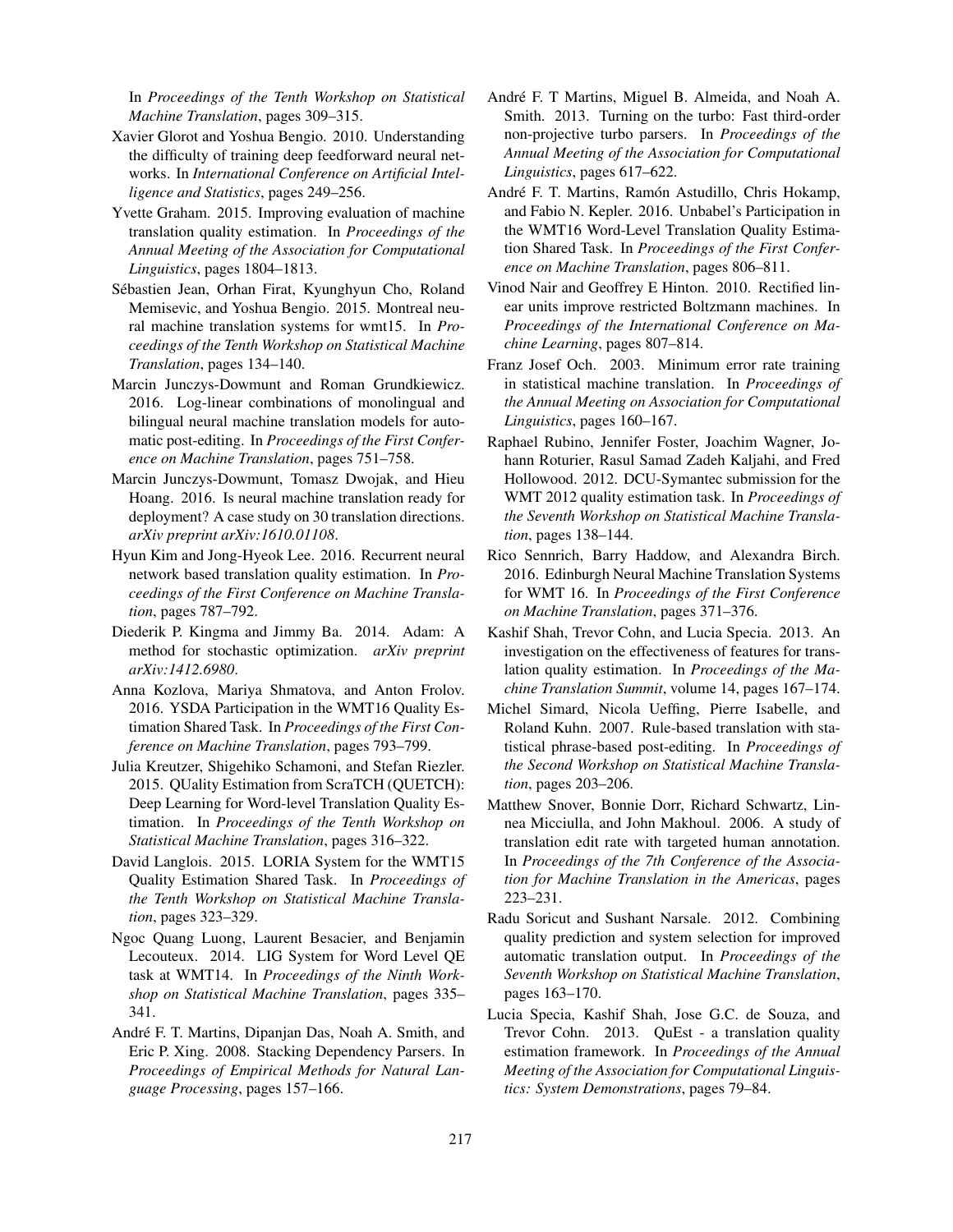In *Proceedings of the Tenth Workshop on Statistical Machine Translation*, pages 309–315.

Xavier Glorot and Yoshua Bengio. 2010. Understanding the difficulty of training deep feedforward neural networks. In *International Conference on Artificial Intelligence and Statistics*, pages 249–256.

Yvette Graham. 2015. Improving evaluation of machine translation quality estimation. In *Proceedings of the Annual Meeting of the Association for Computational Linguistics*, pages 1804–1813.

Sébastien Jean, Orhan Firat, Kyunghyun Cho, Roland Memisevic, and Yoshua Bengio. 2015. Montreal neural machine translation systems for wmt15. In *Proceedings of the Tenth Workshop on Statistical Machine Translation*, pages 134–140.

Marcin Junczys-Dowmunt and Roman Grundkiewicz. 2016. Log-linear combinations of monolingual and bilingual neural machine translation models for automatic post-editing. In *Proceedings of the First Conference on Machine Translation*, pages 751–758.

Marcin Junczys-Dowmunt, Tomasz Dwojak, and Hieu Hoang. 2016. Is neural machine translation ready for deployment? A case study on 30 translation directions. *arXiv preprint arXiv:1610.01108*.

Hyun Kim and Jong-Hyeok Lee. 2016. Recurrent neural network based translation quality estimation. In *Proceedings of the First Conference on Machine Translation*, pages 787–792.

Diederik P. Kingma and Jimmy Ba. 2014. Adam: A method for stochastic optimization. *arXiv preprint arXiv:1412.6980*.

Anna Kozlova, Mariya Shmatova, and Anton Frolov. 2016. YSDA Participation in the WMT16 Quality Estimation Shared Task. In *Proceedings of the First Conference on Machine Translation*, pages 793–799.

Julia Kreutzer, Shigehiko Schamoni, and Stefan Riezler. 2015. QUality Estimation from ScraTCH (QUETCH): Deep Learning for Word-level Translation Quality Estimation. In *Proceedings of the Tenth Workshop on Statistical Machine Translation*, pages 316–322.

David Langlois. 2015. LORIA System for the WMT15 Quality Estimation Shared Task. In *Proceedings of the Tenth Workshop on Statistical Machine Translation*, pages 323–329.

Ngoc Quang Luong, Laurent Besacier, and Benjamin Lecouteux. 2014. LIG System for Word Level QE task at WMT14. In *Proceedings of the Ninth Workshop on Statistical Machine Translation*, pages 335–341.

André F. T. Martins, Dipanjan Das, Noah A. Smith, and Eric P. Xing. 2008. Stacking Dependency Parsers. In *Proceedings of Empirical Methods for Natural Language Processing*, pages 157–166.

André F. T Martins, Miguel B. Almeida, and Noah A. Smith. 2013. Turning on the turbo: Fast third-order non-projective turbo parsers. In *Proceedings of the Annual Meeting of the Association for Computational Linguistics*, pages 617–622.

André F. T. Martins, Ramón Astudillo, Chris Hokamp, and Fabio N. Kepler. 2016. Unbabel's Participation in the WMT16 Word-Level Translation Quality Estimation Shared Task. In *Proceedings of the First Conference on Machine Translation*, pages 806–811.

Vinod Nair and Geoffrey E Hinton. 2010. Rectified linear units improve restricted Boltzmann machines. In *Proceedings of the International Conference on Machine Learning*, pages 807–814.

Franz Josef Och. 2003. Minimum error rate training in statistical machine translation. In *Proceedings of the Annual Meeting on Association for Computational Linguistics*, pages 160–167.

Raphael Rubino, Jennifer Foster, Joachim Wagner, Johann Roturier, Rasul Samad Zadeh Kaljahi, and Fred Hollowood. 2012. DCU-Symantec submission for the WMT 2012 quality estimation task. In *Proceedings of the Seventh Workshop on Statistical Machine Translation*, pages 138–144.

Rico Sennrich, Barry Haddow, and Alexandra Birch. 2016. Edinburgh Neural Machine Translation Systems for WMT 16. In *Proceedings of the First Conference on Machine Translation*, pages 371–376.

Kashif Shah, Trevor Cohn, and Lucia Specia. 2013. An investigation on the effectiveness of features for translation quality estimation. In *Proceedings of the Machine Translation Summit*, volume 14, pages 167–174.

Michel Simard, Nicola Ueffing, Pierre Isabelle, and Roland Kuhn. 2007. Rule-based translation with statistical phrase-based post-editing. In *Proceedings of the Second Workshop on Statistical Machine Translation*, pages 203–206.

Matthew Snover, Bonnie Dorr, Richard Schwartz, Linnea Micciulla, and John Makhoul. 2006. A study of translation edit rate with targeted human annotation. In *Proceedings of the 7th Conference of the Association for Machine Translation in the Americas*, pages 223–231.

Radu Soricut and Sushant Narsale. 2012. Combining quality prediction and system selection for improved automatic translation output. In *Proceedings of the Seventh Workshop on Statistical Machine Translation*, pages 163–170.

Lucia Specia, Kashif Shah, Jose G.C. de Souza, and Trevor Cohn. 2013. QuEst - a translation quality estimation framework. In *Proceedings of the Annual Meeting of the Association for Computational Linguistics: System Demonstrations*, pages 79–84.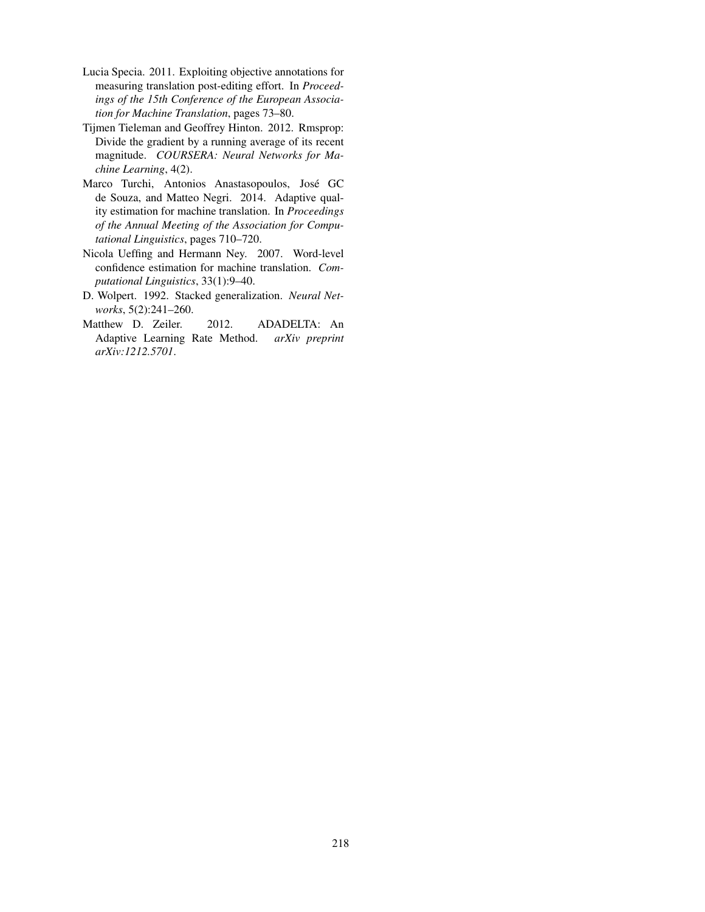Lucia Specia. 2011. Exploiting objective annotations for measuring translation post-editing effort. In *Proceedings of the 15th Conference of the European Association for Machine Translation*, pages 73–80.

Tijmen Tieleman and Geoffrey Hinton. 2012. Rmsprop: Divide the gradient by a running average of its recent magnitude. *COURSERA: Neural Networks for Machine Learning*, 4(2).

Marco Turchi, Antonios Anastasopoulos, José GC de Souza, and Matteo Negri. 2014. Adaptive quality estimation for machine translation. In *Proceedings of the Annual Meeting of the Association for Computational Linguistics*, pages 710–720.

Nicola Ueffing and Hermann Ney. 2007. Word-level confidence estimation for machine translation. *Computational Linguistics*, 33(1):9–40.

D. Wolpert. 1992. Stacked generalization. *Neural Networks*, 5(2):241–260.

Matthew D. Zeiler. 2012. ADADELTA: An Adaptive Learning Rate Method. *arXiv preprint arXiv:1212.5701*.